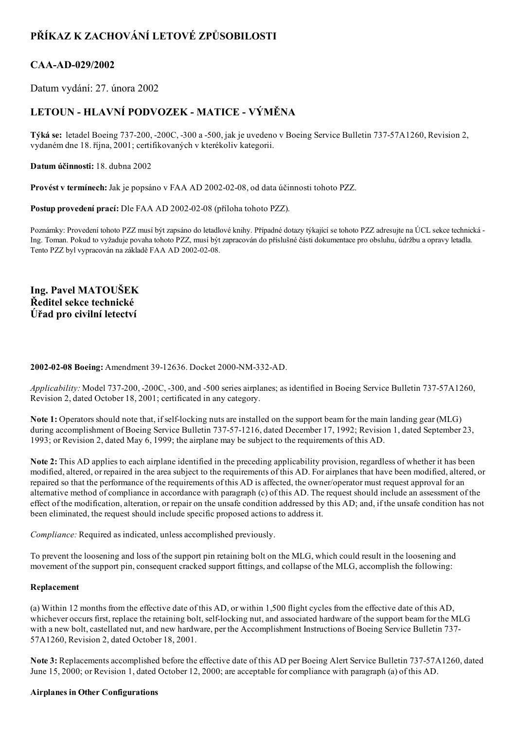# PŘÍKAZ K ZACHOVÁNÍ LETOVÉ ZPŮSOBILOSTI

## CAA-AD-029/2002

Datum vydání: 27. února 2002

## LETOUN - HLAVNÍ PODVOZEK - MATICE - VÝMĚNA

**Týká se:** letadel Boeing 737-200, -200C, -300 a -500, jak je uvedeno v Boeing Service Bulletin 737-57A1260, Revision 2, vydaném dne 18. října, 2001; certifikovaných v kterékoliv kategorii.

**Datum účinnosti:** 18. dubna 2002

**Provést v termínech:** Jak je popsáno v FAA AD 2002-02-08, od data účinnosti tohoto PZZ.

**Postup provedení prací:** Dle FAA AD 2002-02-08 (příloha tohoto PZZ).

Poznámky: Provedení tohoto PZZ musí být zapsáno do letadlové knihy. Případné dotazy týkající se tohoto PZZ adresujte na ÚCL sekce technická - Ing. Toman. Pokud to vyžaduje povaha tohoto PZZ, musí být zapracován do příslušné části dokumentace pro obsluhu, údržbu a opravy letadla. Tento PZZ byl vypracován na základě FAA AD 2002-02-08.

**Ing. Pavel MATOUŠEK**
**Ředitel sekce technické**
**Úřad pro civilní letectví**

**2002-02-08 Boeing:** Amendment 39-12636. Docket 2000-NM-332-AD.

*Applicability:* Model 737-200, -200C, -300, and -500 series airplanes; as identified in Boeing Service Bulletin 737-57A1260, Revision 2, dated October 18, 2001; certificated in any category.

**Note 1:** Operators should note that, if self-locking nuts are installed on the support beam for the main landing gear (MLG) during accomplishment of Boeing Service Bulletin 737-57-1216, dated December 17, 1992; Revision 1, dated September 23, 1993; or Revision 2, dated May 6, 1999; the airplane may be subject to the requirements of this AD.

**Note 2:** This AD applies to each airplane identified in the preceding applicability provision, regardless of whether it has been modified, altered, or repaired in the area subject to the requirements of this AD. For airplanes that have been modified, altered, or repaired so that the performance of the requirements of this AD is affected, the owner/operator must request approval for an alternative method of compliance in accordance with paragraph (c) of this AD. The request should include an assessment of the effect of the modification, alteration, or repair on the unsafe condition addressed by this AD; and, if the unsafe condition has not been eliminated, the request should include specific proposed actions to address it.

*Compliance:* Required as indicated, unless accomplished previously.

To prevent the loosening and loss of the support pin retaining bolt on the MLG, which could result in the loosening and movement of the support pin, consequent cracked support fittings, and collapse of the MLG, accomplish the following:

**Replacement**

(a) Within 12 months from the effective date of this AD, or within 1,500 flight cycles from the effective date of this AD, whichever occurs first, replace the retaining bolt, self-locking nut, and associated hardware of the support beam for the MLG with a new bolt, castellated nut, and new hardware, per the Accomplishment Instructions of Boeing Service Bulletin 737-57A1260, Revision 2, dated October 18, 2001.

**Note 3:** Replacements accomplished before the effective date of this AD per Boeing Alert Service Bulletin 737-57A1260, dated June 15, 2000; or Revision 1, dated October 12, 2000; are acceptable for compliance with paragraph (a) of this AD.

**Airplanes in Other Configurations**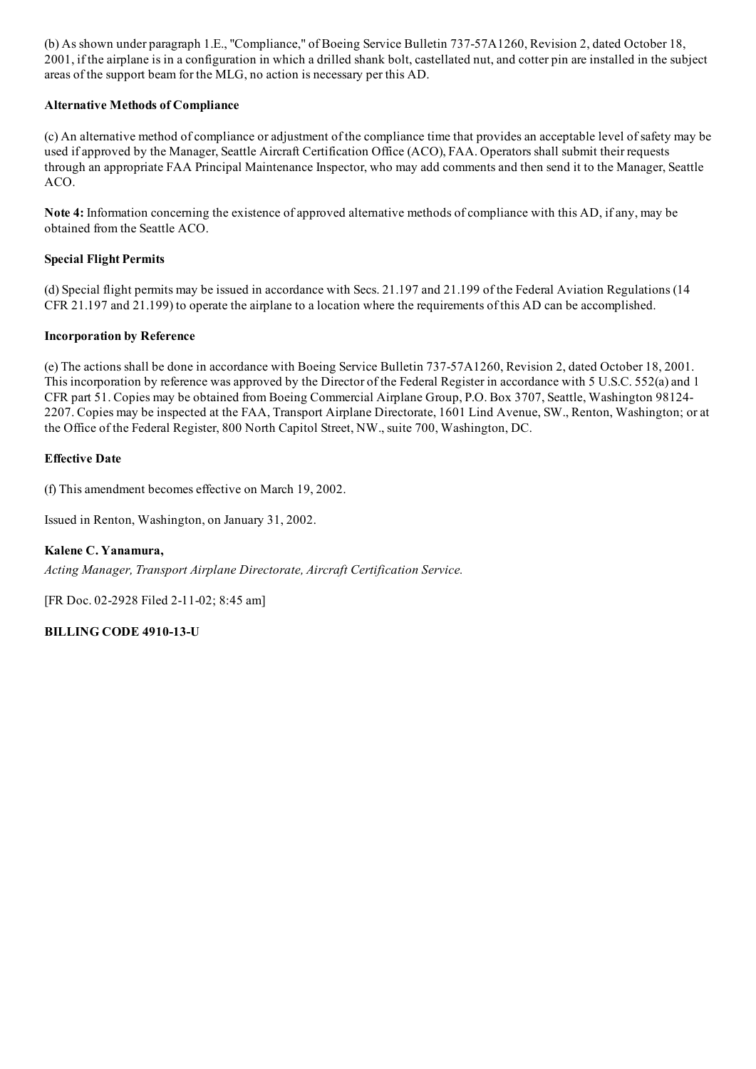(b) As shown under paragraph 1.E., "Compliance," of Boeing Service Bulletin 737-57A1260, Revision 2, dated October 18, 2001, if the airplane is in a configuration in which a drilled shank bolt, castellated nut, and cotter pin are installed in the subject areas of the support beam for the MLG, no action is necessary per this AD.

**Alternative Methods of Compliance**

(c) An alternative method of compliance or adjustment of the compliance time that provides an acceptable level of safety may be used if approved by the Manager, Seattle Aircraft Certification Office (ACO), FAA. Operators shall submit their requests through an appropriate FAA Principal Maintenance Inspector, who may add comments and then send it to the Manager, Seattle ACO.

**Note 4:** Information concerning the existence of approved alternative methods of compliance with this AD, if any, may be obtained from the Seattle ACO.

**Special Flight Permits**

(d) Special flight permits may be issued in accordance with Secs. 21.197 and 21.199 of the Federal Aviation Regulations (14 CFR 21.197 and 21.199) to operate the airplane to a location where the requirements of this AD can be accomplished.

**Incorporation by Reference**

(e) The actions shall be done in accordance with Boeing Service Bulletin 737-57A1260, Revision 2, dated October 18, 2001. This incorporation by reference was approved by the Director of the Federal Register in accordance with 5 U.S.C. 552(a) and 1 CFR part 51. Copies may be obtained from Boeing Commercial Airplane Group, P.O. Box 3707, Seattle, Washington 98124-2207. Copies may be inspected at the FAA, Transport Airplane Directorate, 1601 Lind Avenue, SW., Renton, Washington; or at the Office of the Federal Register, 800 North Capitol Street, NW., suite 700, Washington, DC.

**Effective Date**

(f) This amendment becomes effective on March 19, 2002.

Issued in Renton, Washington, on January 31, 2002.

**Kalene C. Yanamura,**

*Acting Manager, Transport Airplane Directorate, Aircraft Certification Service.*

[FR Doc. 02-2928 Filed 2-11-02; 8:45 am]

**BILLING CODE 4910-13-U**